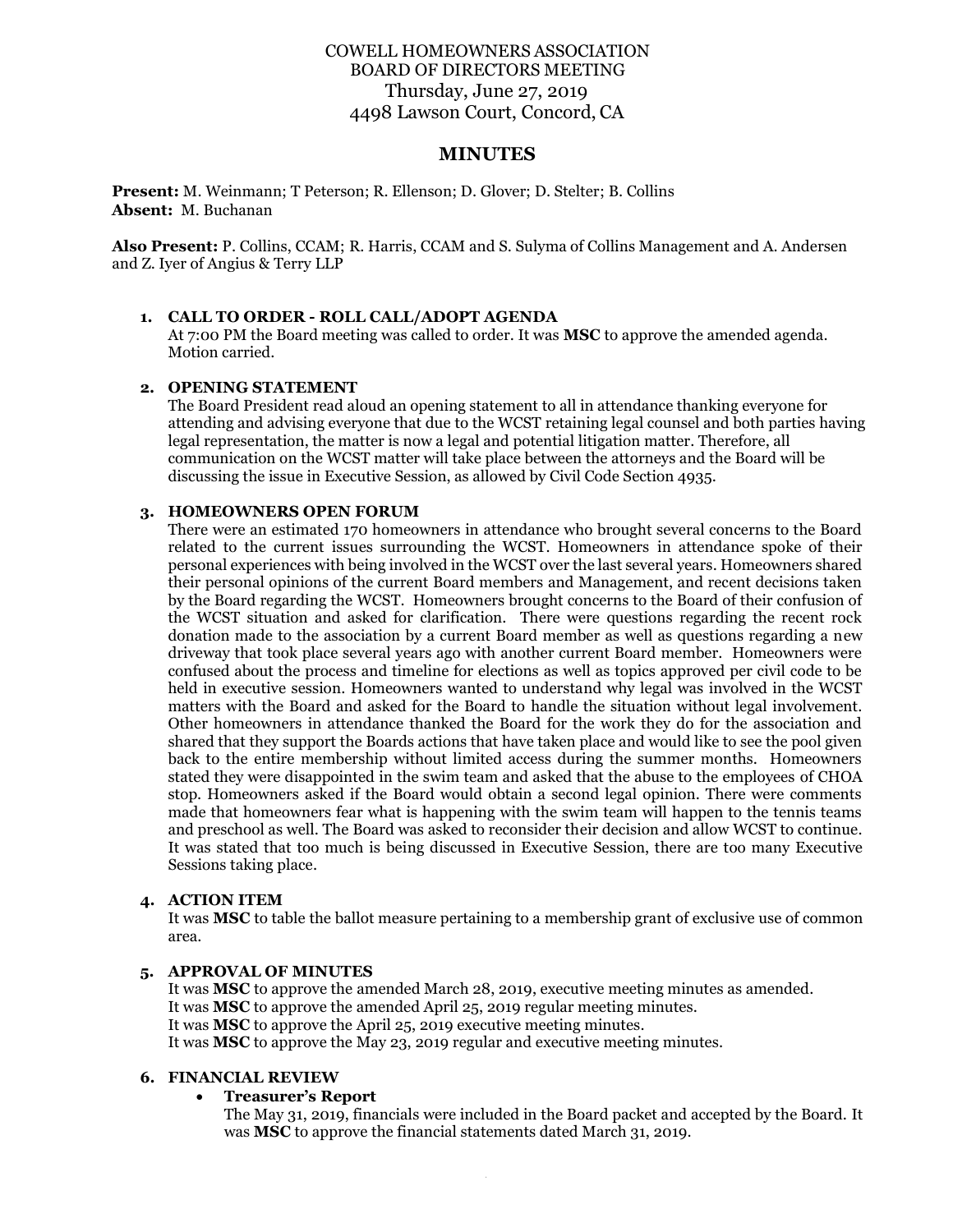# COWELL HOMEOWNERS ASSOCIATION
## BOARD OF DIRECTORS MEETING
Thursday, June 27, 2019
4498 Lawson Court, Concord, CA

## MINUTES

**Present:** M. Weinmann; T Peterson; R. Ellenson; D. Glover; D. Stelter; B. Collins
**Absent:** M. Buchanan

**Also Present:** P. Collins, CCAM; R. Harris, CCAM and S. Sulyma of Collins Management and A. Andersen and Z. Iyer of Angius & Terry LLP

1. **CALL TO ORDER - ROLL CALL/ADOPT AGENDA**
   At 7:00 PM the Board meeting was called to order. It was **MSC** to approve the amended agenda. Motion carried.

2. **OPENING STATEMENT**
   The Board President read aloud an opening statement to all in attendance thanking everyone for attending and advising everyone that due to the WCST retaining legal counsel and both parties having legal representation, the matter is now a legal and potential litigation matter. Therefore, all communication on the WCST matter will take place between the attorneys and the Board will be discussing the issue in Executive Session, as allowed by Civil Code Section 4935.

3. **HOMEOWNERS OPEN FORUM**
   There were an estimated 170 homeowners in attendance who brought several concerns to the Board related to the current issues surrounding the WCST. Homeowners in attendance spoke of their personal experiences with being involved in the WCST over the last several years. Homeowners shared their personal opinions of the current Board members and Management, and recent decisions taken by the Board regarding the WCST. Homeowners brought concerns to the Board of their confusion of the WCST situation and asked for clarification. There were questions regarding the recent rock donation made to the association by a current Board member as well as questions regarding a new driveway that took place several years ago with another current Board member. Homeowners were confused about the process and timeline for elections as well as topics approved per civil code to be held in executive session. Homeowners wanted to understand why legal was involved in the WCST matters with the Board and asked for the Board to handle the situation without legal involvement. Other homeowners in attendance thanked the Board for the work they do for the association and shared that they support the Boards actions that have taken place and would like to see the pool given back to the entire membership without limited access during the summer months. Homeowners stated they were disappointed in the swim team and asked that the abuse to the employees of CHOA stop. Homeowners asked if the Board would obtain a second legal opinion. There were comments made that homeowners fear what is happening with the swim team will happen to the tennis teams and preschool as well. The Board was asked to reconsider their decision and allow WCST to continue. It was stated that too much is being discussed in Executive Session, there are too many Executive Sessions taking place.

4. **ACTION ITEM**
   It was **MSC** to table the ballot measure pertaining to a membership grant of exclusive use of common area.

5. **APPROVAL OF MINUTES**
   It was **MSC** to approve the amended March 28, 2019, executive meeting minutes as amended.
   It was **MSC** to approve the amended April 25, 2019 regular meeting minutes.
   It was **MSC** to approve the April 25, 2019 executive meeting minutes.
   It was **MSC** to approve the May 23, 2019 regular and executive meeting minutes.

6. **FINANCIAL REVIEW**
   - **Treasurer's Report**
     The May 31, 2019, financials were included in the Board packet and accepted by the Board. It was **MSC** to approve the financial statements dated March 31, 2019.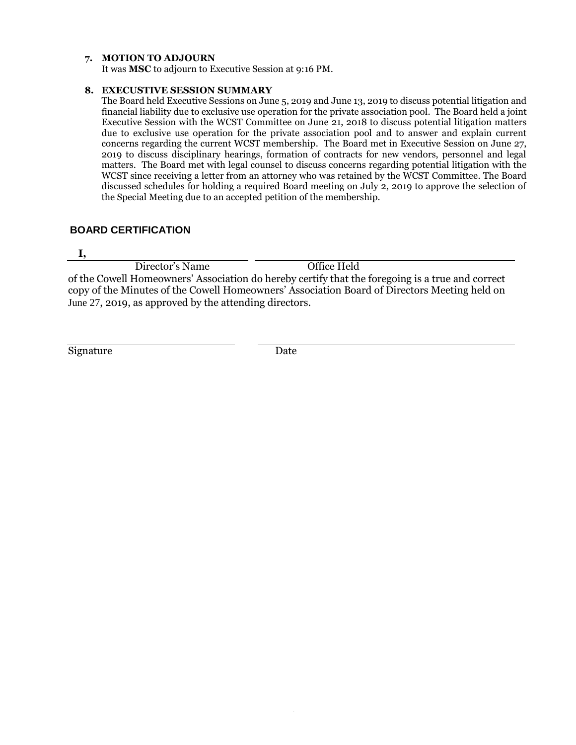7. **MOTION TO ADJOURN**
   It was **MSC** to adjourn to Executive Session at 9:16 PM.

8. **EXECUSTIVE SESSION SUMMARY**
   The Board held Executive Sessions on June 5, 2019 and June 13, 2019 to discuss potential litigation and financial liability due to exclusive use operation for the private association pool. The Board held a joint Executive Session with the WCST Committee on June 21, 2018 to discuss potential litigation matters due to exclusive use operation for the private association pool and to answer and explain current concerns regarding the current WCST membership. The Board met in Executive Session on June 27, 2019 to discuss disciplinary hearings, formation of contracts for new vendors, personnel and legal matters. The Board met with legal counsel to discuss concerns regarding potential litigation with the WCST since receiving a letter from an attorney who was retained by the WCST Committee. The Board discussed schedules for holding a required Board meeting on July 2, 2019 to approve the selection of the Special Meeting due to an accepted petition of the membership.

## BOARD CERTIFICATION

**I,** ______________________________ ______________________________

Director's Name Office Held

of the Cowell Homeowners' Association do hereby certify that the foregoing is a true and correct copy of the Minutes of the Cowell Homeowners' Association Board of Directors Meeting held on June 27, 2019, as approved by the attending directors.

______________________________ ______________________________

Signature Date